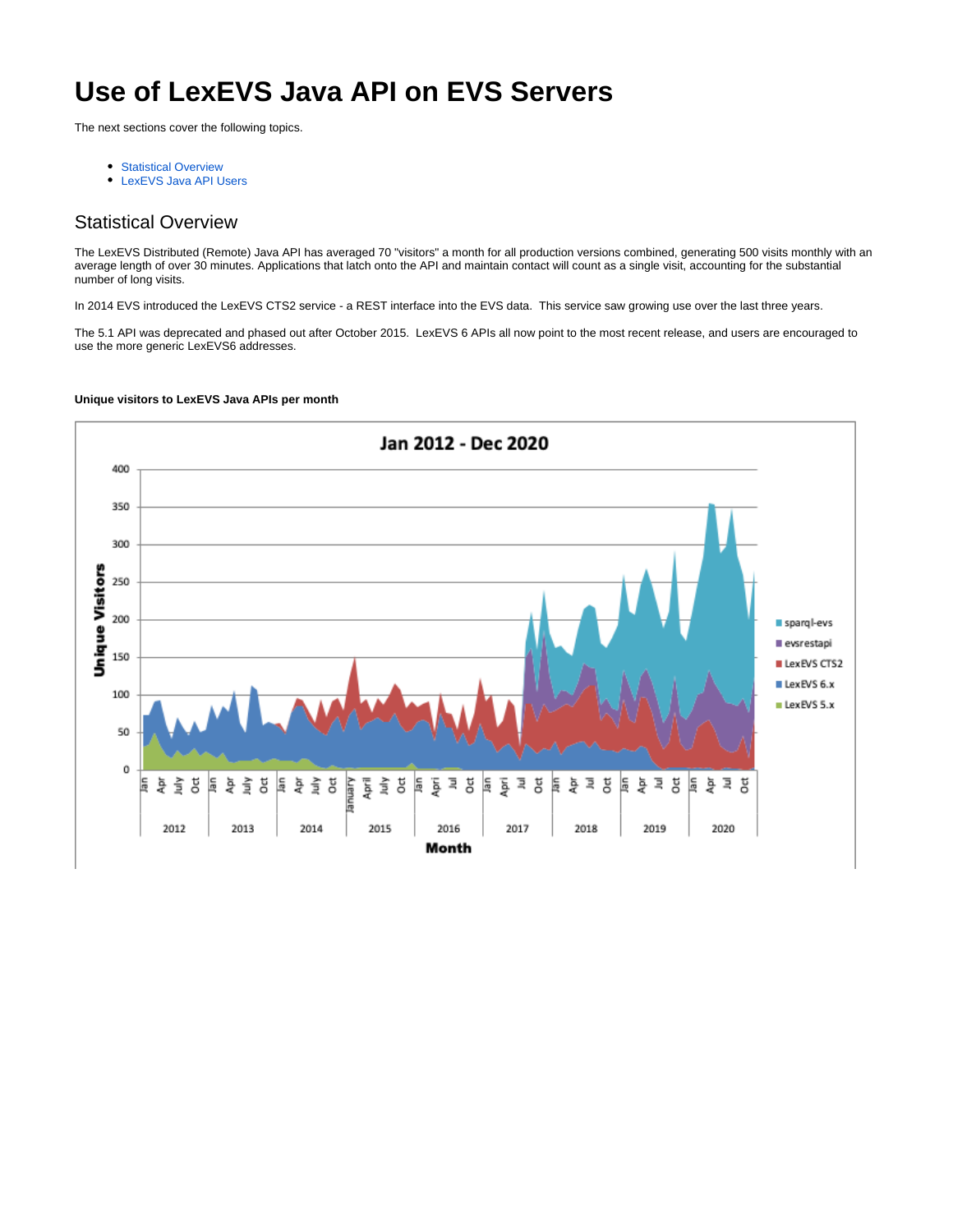# Use of LexEVS Java API on EVS Servers

The next sections cover the following topics.

- Statistical Overview
- LexEVS Java API Users

## Statistical Overview

The LexEVS Distributed (Remote) Java API has averaged 70 "visitors" a month for all production versions combined, generating 500 visits monthly with an average length of over 30 minutes. Applications that latch onto the API and maintain contact will count as a single visit, accounting for the substantial number of long visits.

In 2014 EVS introduced the LexEVS CTS2 service - a REST interface into the EVS data. This service saw growing use over the last three years.

The 5.1 API was deprecated and phased out after October 2015. LexEVS 6 APIs all now point to the most recent release, and users are encouraged to use the more generic LexEVS6 addresses.

**Unique visitors to LexEVS Java APIs per month**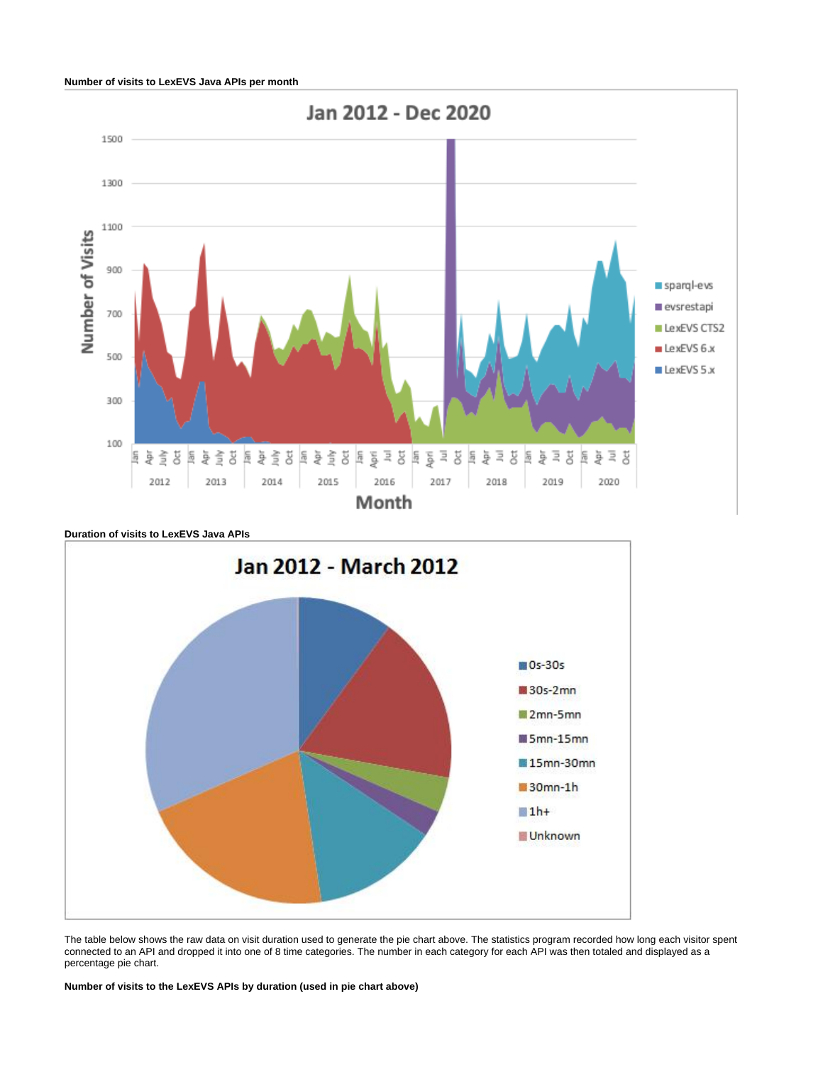**Number of visits to LexEVS Java APIs per month**

**Duration of visits to LexEVS Java APIs**

The table below shows the raw data on visit duration used to generate the pie chart above. The statistics program recorded how long each visitor spent connected to an API and dropped it into one of 8 time categories. The number in each category for each API was then totaled and displayed as a percentage pie chart.

**Number of visits to the LexEVS APIs by duration (used in pie chart above)**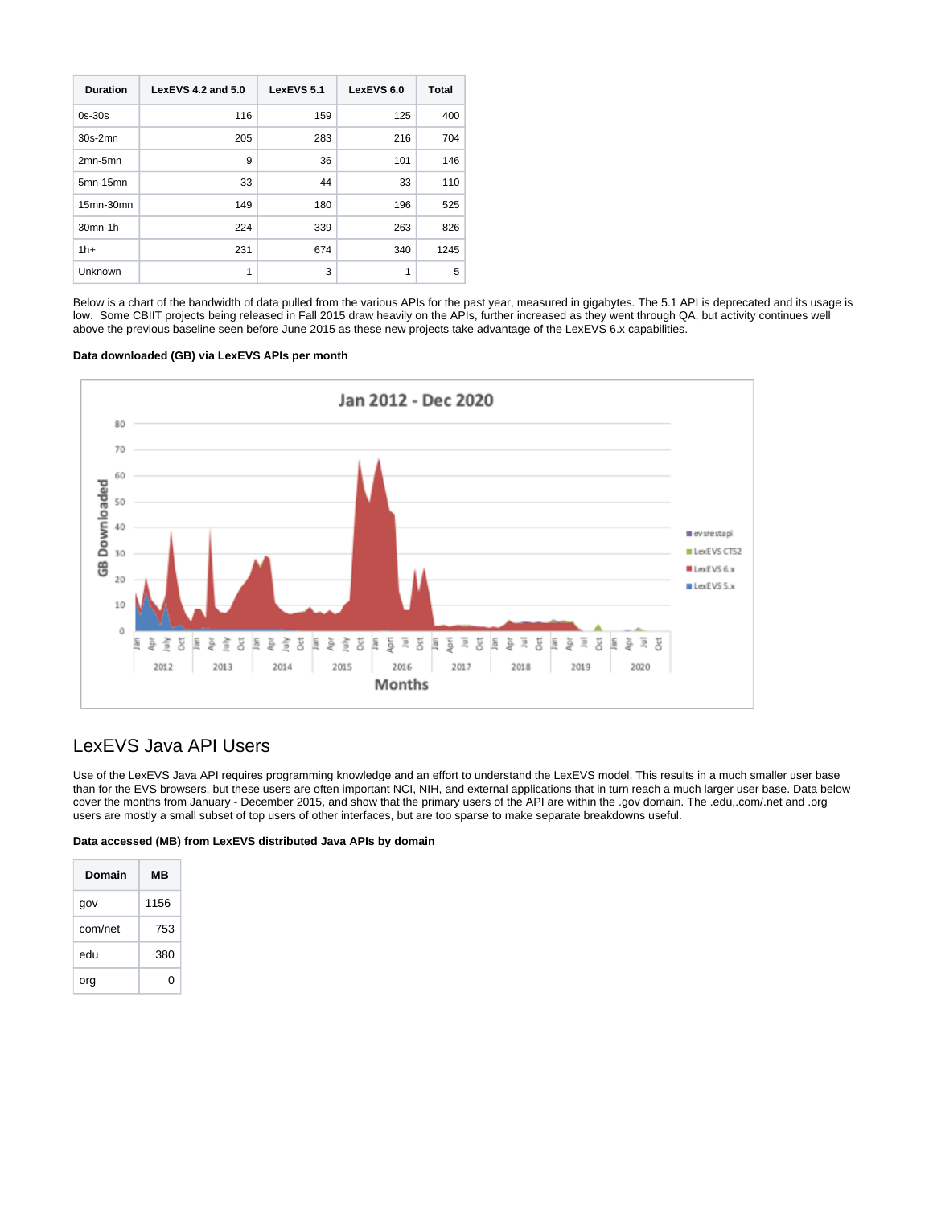| Duration | LexEVS 4.2 and 5.0 | LexEVS 5.1 | LexEVS 6.0 | Total |
|---|---|---|---|---|
| 0s-30s | 116 | 159 | 125 | 400 |
| 30s-2mn | 205 | 283 | 216 | 704 |
| 2mn-5mn | 9 | 36 | 101 | 146 |
| 5mn-15mn | 33 | 44 | 33 | 110 |
| 15mn-30mn | 149 | 180 | 196 | 525 |
| 30mn-1h | 224 | 339 | 263 | 826 |
| 1h+ | 231 | 674 | 340 | 1245 |
| Unknown | 1 | 3 | 1 | 5 |

Below is a chart of the bandwidth of data pulled from the various APIs for the past year, measured in gigabytes. The 5.1 API is deprecated and its usage is low. Some CBIIT projects being released in Fall 2015 draw heavily on the APIs, further increased as they went through QA, but activity continues well above the previous baseline seen before June 2015 as these new projects take advantage of the LexEVS 6.x capabilities.

**Data downloaded (GB) via LexEVS APIs per month**

## LexEVS Java API Users

Use of the LexEVS Java API requires programming knowledge and an effort to understand the LexEVS model. This results in a much smaller user base than for the EVS browsers, but these users are often important NCI, NIH, and external applications that in turn reach a much larger user base. Data below cover the months from January - December 2015, and show that the primary users of the API are within the .gov domain. The .edu,.com/.net and .org users are mostly a small subset of top users of other interfaces, but are too sparse to make separate breakdowns useful.

**Data accessed (MB) from LexEVS distributed Java APIs by domain**

| Domain | MB |
|---|---|
| gov | 1156 |
| com/net | 753 |
| edu | 380 |
| org | 0 |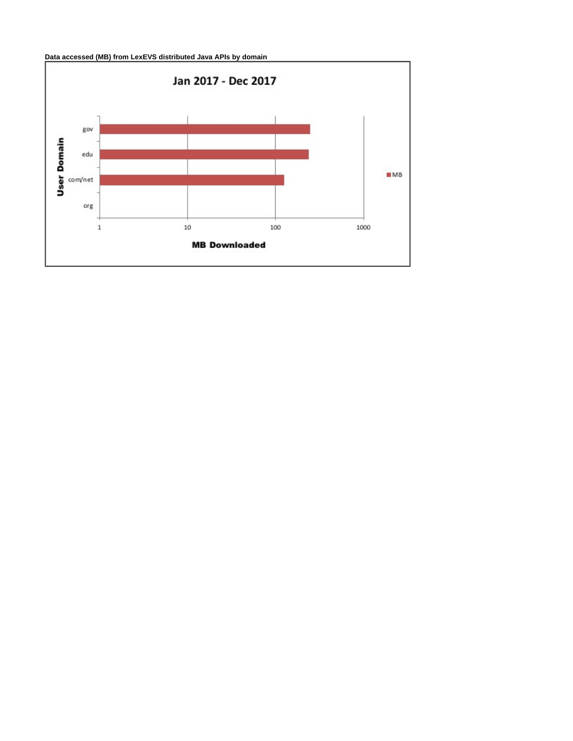**Data accessed (MB) from LexEVS distributed Java APIs by domain**

Jan 2017 - Dec 2017

User Domain

gov

edu

com/net

org

1

10

100

1000

MB Downloaded

MB